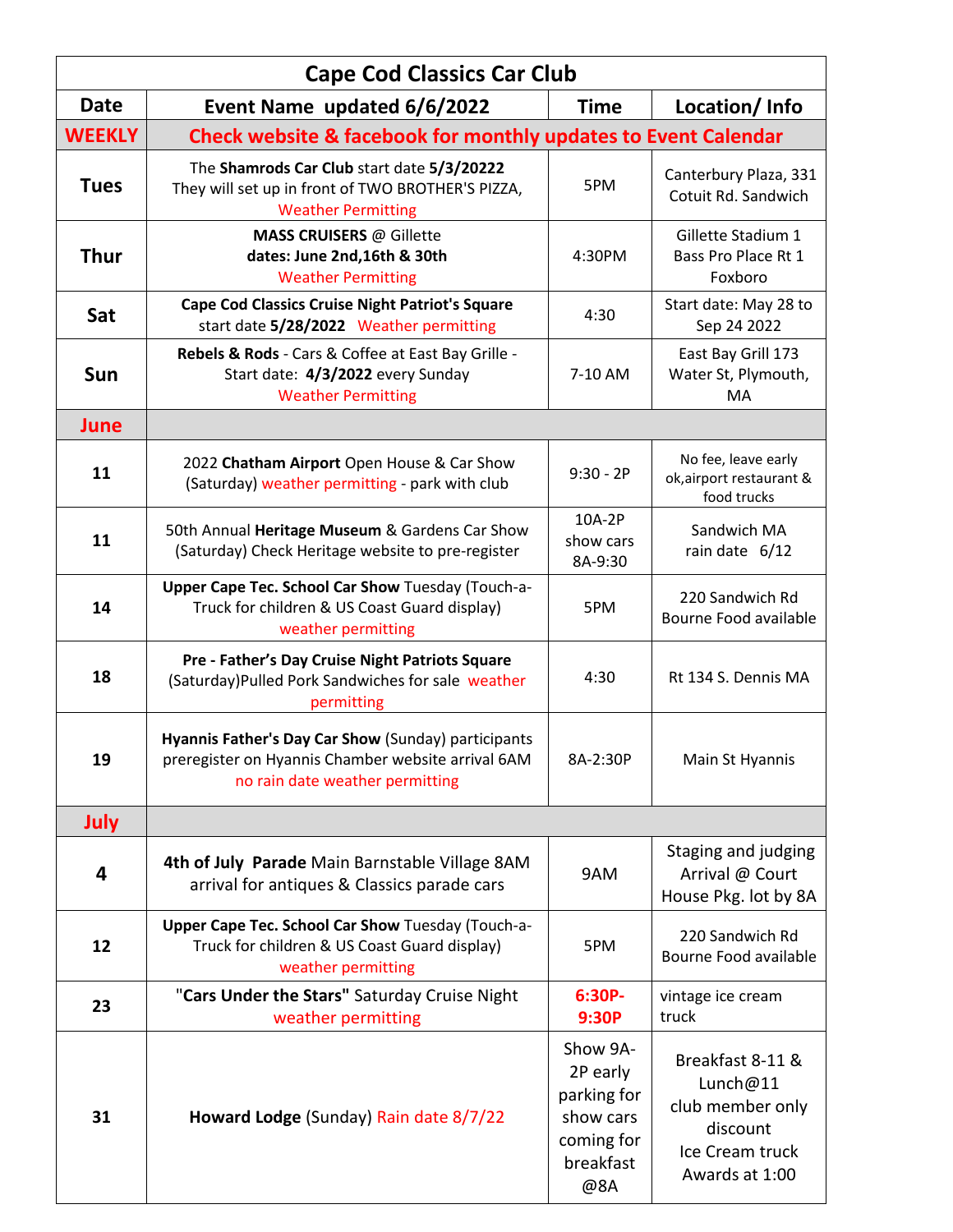| Cape Cod Classics Car Club | | | |
|---|---|---|---|
| **Date** | **Event Name updated 6/6/2022** | **Time** | **Location/ Info** |
| **WEEKLY** | **Check website & facebook for monthly updates to Event Calendar** | | |
| **Tues** | The **Shamrods Car Club** start date **5/3/20222** They will set up in front of TWO BROTHER'S PIZZA, Weather Permitting | 5PM | Canterbury Plaza, 331 Cotuit Rd. Sandwich |
| **Thur** | **MASS CRUISERS** @ Gillette **dates: June 2nd,16th & 30th** Weather Permitting | 4:30PM | Gillette Stadium 1 Bass Pro Place Rt 1 Foxboro |
| **Sat** | **Cape Cod Classics Cruise Night Patriot's Square** start date **5/28/2022** Weather permitting | 4:30 | Start date: May 28 to Sep 24 2022 |
| **Sun** | **Rebels & Rods** - Cars & Coffee at East Bay Grille - Start date: **4/3/2022** every Sunday Weather Permitting | 7-10 AM | East Bay Grill 173 Water St, Plymouth, MA |
| **June** | | | |
| **11** | 2022 **Chatham Airport** Open House & Car Show (Saturday) weather permitting - park with club | 9:30 - 2P | No fee, leave early ok,airport restaurant & food trucks |
| **11** | 50th Annual **Heritage Museum** & Gardens Car Show (Saturday) Check Heritage website to pre-register | 10A-2P show cars 8A-9:30 | Sandwich MA rain date 6/12 |
| **14** | **Upper Cape Tec. School Car Show** Tuesday (Touch-a-Truck for children & US Coast Guard display) weather permitting | 5PM | 220 Sandwich Rd Bourne Food available |
| **18** | **Pre - Father's Day Cruise Night Patriots Square** (Saturday)Pulled Pork Sandwiches for sale weather permitting | 4:30 | Rt 134 S. Dennis MA |
| **19** | **Hyannis Father's Day Car Show** (Sunday) participants preregister on Hyannis Chamber website arrival 6AM no rain date weather permitting | 8A-2:30P | Main St Hyannis |
| **July** | | | |
| **4** | **4th of July Parade** Main Barnstable Village 8AM arrival for antiques & Classics parade cars | 9AM | Staging and judging Arrival @ Court House Pkg. lot by 8A |
| **12** | **Upper Cape Tec. School Car Show** Tuesday (Touch-a-Truck for children & US Coast Guard display) weather permitting | 5PM | 220 Sandwich Rd Bourne Food available |
| **23** | "**Cars Under the Stars"** Saturday Cruise Night weather permitting | **6:30P-9:30P** | vintage ice cream truck |
| **31** | **Howard Lodge** (Sunday) Rain date 8/7/22 | Show 9A-2P early parking for show cars coming for breakfast @8A | Breakfast 8-11 & Lunch@11 club member only discount Ice Cream truck Awards at 1:00 |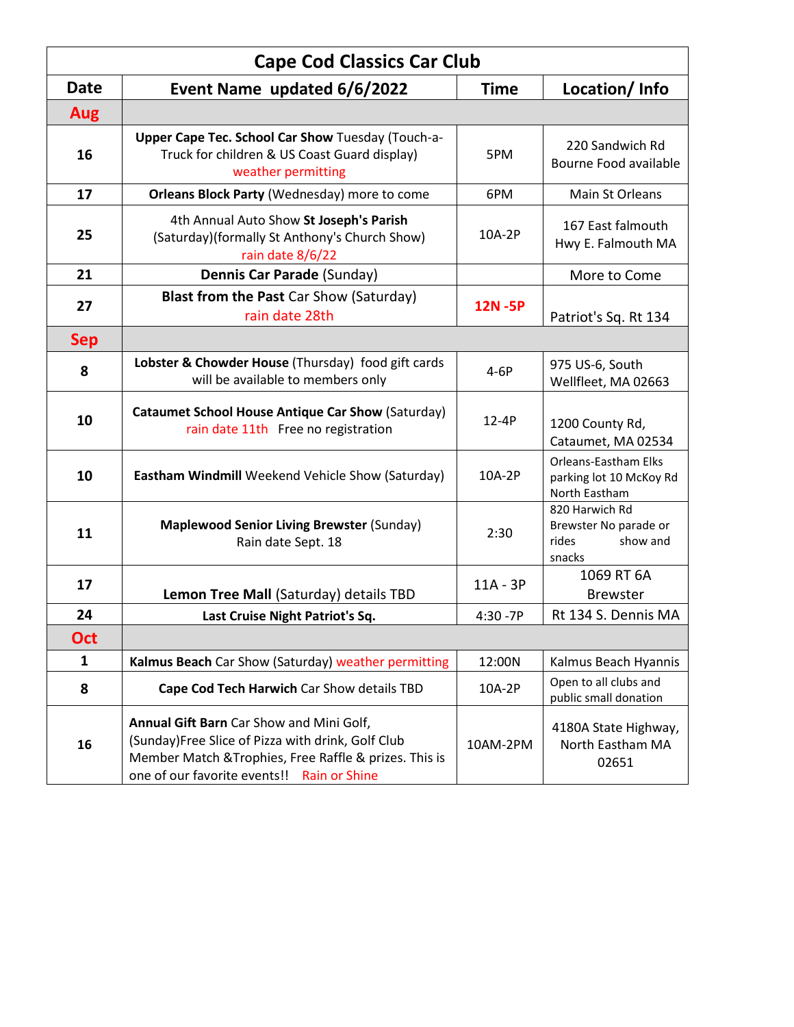| Cape Cod Classics Car Club | | | |
|---|---|---|---|
| **Date** | **Event Name updated 6/6/2022** | **Time** | **Location/ Info** |
| **Aug** | | | |
| **16** | **Upper Cape Tec. School Car Show** Tuesday (Touch-a-Truck for children & US Coast Guard display) weather permitting | 5PM | 220 Sandwich Rd Bourne Food available |
| **17** | **Orleans Block Party** (Wednesday) more to come | 6PM | Main St Orleans |
| **25** | 4th Annual Auto Show **St Joseph's Parish** (Saturday)(formally St Anthony's Church Show) rain date 8/6/22 | 10A-2P | 167 East falmouth Hwy E. Falmouth MA |
| **21** | **Dennis Car Parade** (Sunday) | | More to Come |
| **27** | **Blast from the Past** Car Show (Saturday) rain date 28th | **12N -5P** | Patriot's Sq. Rt 134 |
| **Sep** | | | |
| **8** | **Lobster & Chowder House** (Thursday) food gift cards will be available to members only | 4-6P | 975 US-6, South Wellfleet, MA 02663 |
| **10** | **Cataumet School House Antique Car Show** (Saturday) rain date 11th Free no registration | 12-4P | 1200 County Rd, Cataumet, MA 02534 |
| **10** | **Eastham Windmill** Weekend Vehicle Show (Saturday) | 10A-2P | Orleans-Eastham Elks parking lot 10 McKoy Rd North Eastham |
| **11** | **Maplewood Senior Living Brewster** (Sunday) Rain date Sept. 18 | 2:30 | 820 Harwich Rd Brewster No parade or rides show and snacks |
| **17** | **Lemon Tree Mall** (Saturday) details TBD | 11A - 3P | 1069 RT 6A Brewster |
| **24** | **Last Cruise Night Patriot's Sq.** | 4:30 -7P | Rt 134 S. Dennis MA |
| **Oct** | | | |
| **1** | **Kalmus Beach** Car Show (Saturday) weather permitting | 12:00N | Kalmus Beach Hyannis |
| **8** | **Cape Cod Tech Harwich** Car Show details TBD | 10A-2P | Open to all clubs and public small donation |
| **16** | **Annual Gift Barn** Car Show and Mini Golf, (Sunday)Free Slice of Pizza with drink, Golf Club Member Match &Trophies, Free Raffle & prizes. This is one of our favorite events!! Rain or Shine | 10AM-2PM | 4180A State Highway, North Eastham MA 02651 |